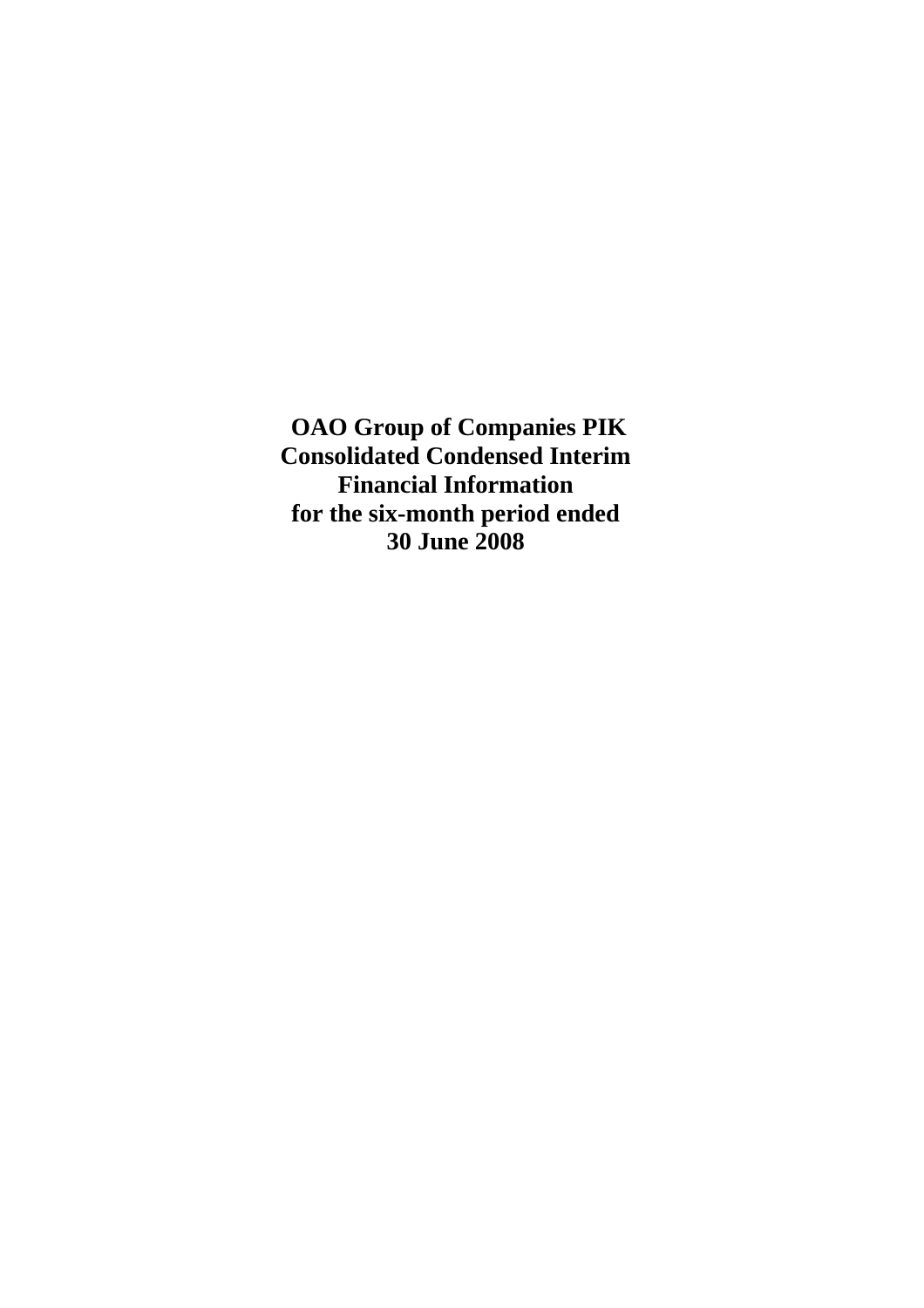# OAO Group of Companies PIK Consolidated Condensed Interim Financial Information for the six-month period ended 30 June 2008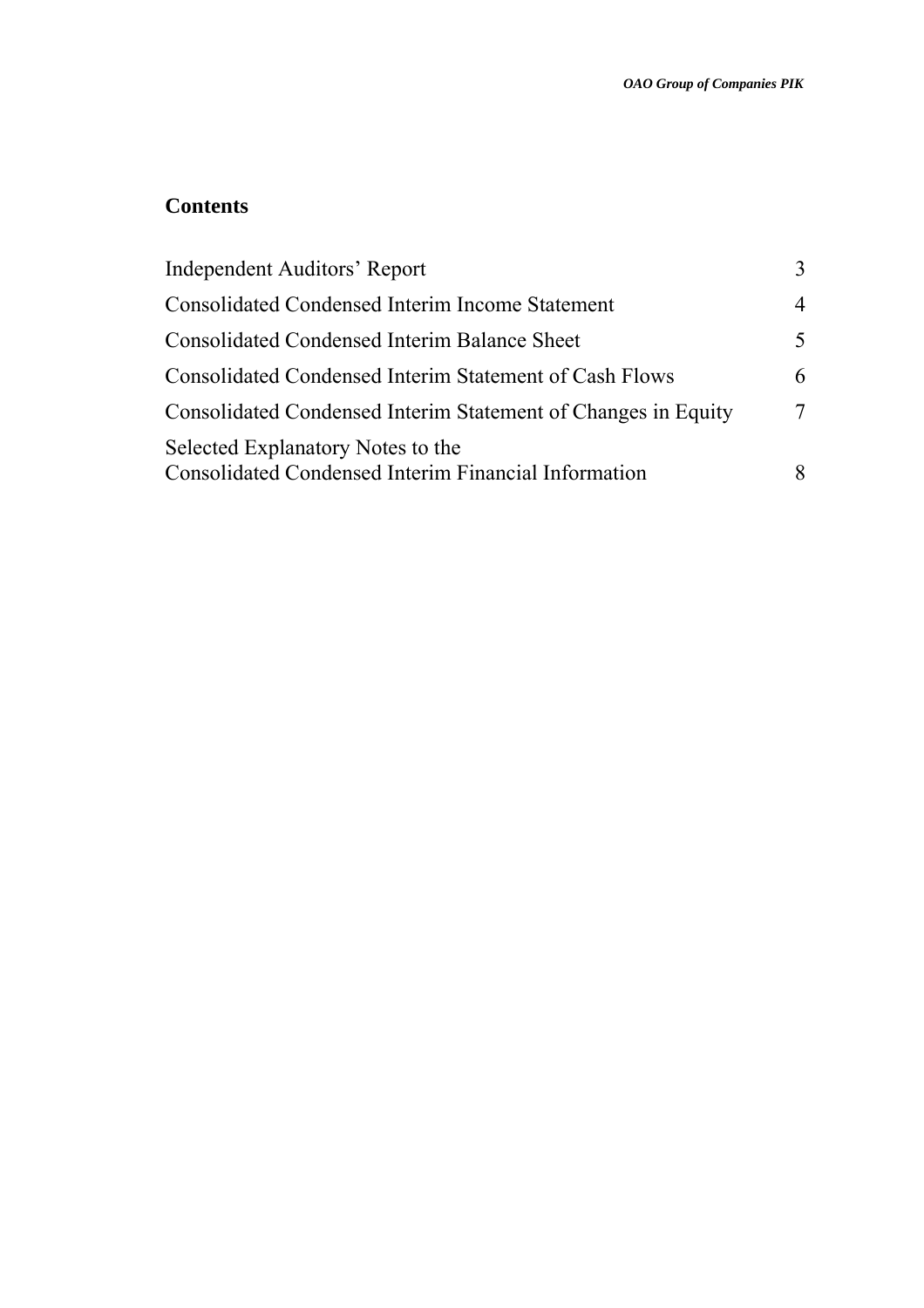## Contents

| | |
|---|---|
| Independent Auditors' Report | 3 |
| Consolidated Condensed Interim Income Statement | 4 |
| Consolidated Condensed Interim Balance Sheet | 5 |
| Consolidated Condensed Interim Statement of Cash Flows | 6 |
| Consolidated Condensed Interim Statement of Changes in Equity | 7 |
| Selected Explanatory Notes to the Consolidated Condensed Interim Financial Information | 8 |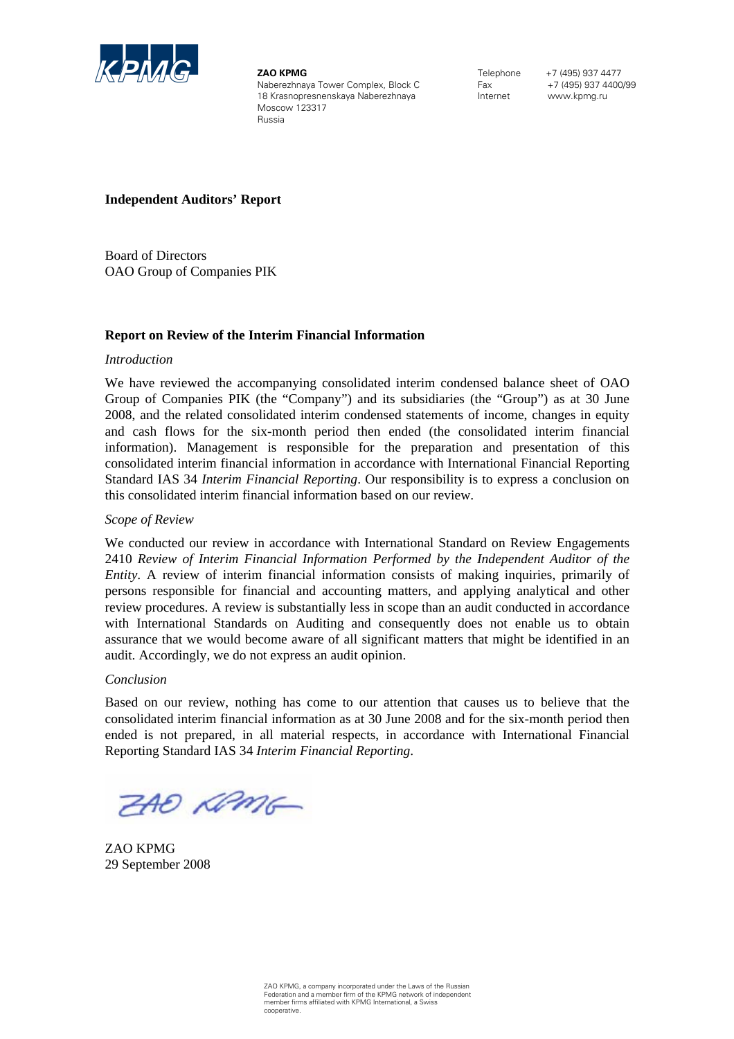**ZAO KPMG**
Naberezhnaya Tower Complex, Block C
18 Krasnopresnenskaya Naberezhnaya
Moscow 123317
Russia

Telephone +7 (495) 937 4477
Fax +7 (495) 937 4400/99
Internet www.kpmg.ru

## Independent Auditors' Report

Board of Directors
OAO Group of Companies PIK

### Report on Review of the Interim Financial Information

*Introduction*

We have reviewed the accompanying consolidated interim condensed balance sheet of OAO Group of Companies PIK (the "Company") and its subsidiaries (the "Group") as at 30 June 2008, and the related consolidated interim condensed statements of income, changes in equity and cash flows for the six-month period then ended (the consolidated interim financial information). Management is responsible for the preparation and presentation of this consolidated interim financial information in accordance with International Financial Reporting Standard IAS 34 *Interim Financial Reporting*. Our responsibility is to express a conclusion on this consolidated interim financial information based on our review.

*Scope of Review*

We conducted our review in accordance with International Standard on Review Engagements 2410 *Review of Interim Financial Information Performed by the Independent Auditor of the Entity*. A review of interim financial information consists of making inquiries, primarily of persons responsible for financial and accounting matters, and applying analytical and other review procedures. A review is substantially less in scope than an audit conducted in accordance with International Standards on Auditing and consequently does not enable us to obtain assurance that we would become aware of all significant matters that might be identified in an audit. Accordingly, we do not express an audit opinion.

*Conclusion*

Based on our review, nothing has come to our attention that causes us to believe that the consolidated interim financial information as at 30 June 2008 and for the six-month period then ended is not prepared, in all material respects, in accordance with International Financial Reporting Standard IAS 34 *Interim Financial Reporting*.

ZAO KPMG
29 September 2008

ZAO KPMG, a company incorporated under the Laws of the Russian Federation and a member firm of the KPMG network of independent member firms affiliated with KPMG International, a Swiss cooperative.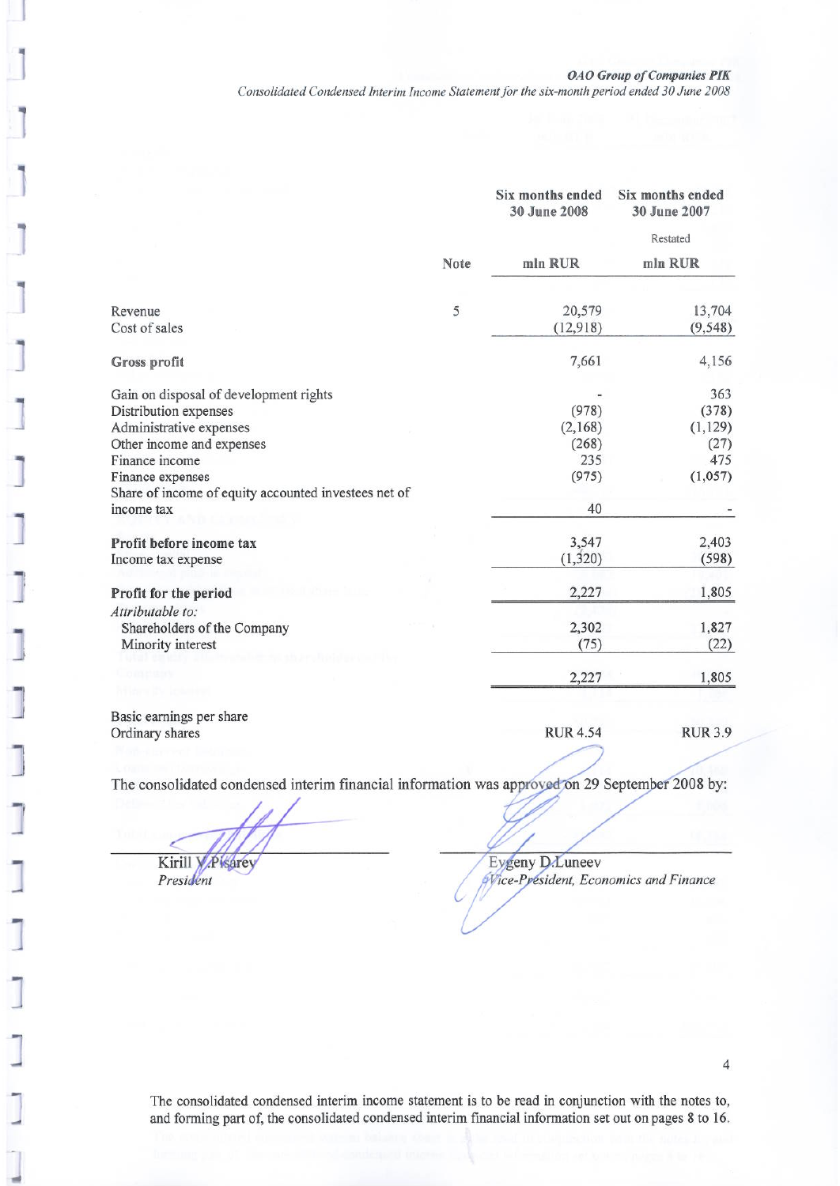**OAO Group of Companies PIK**

*Consolidated Condensed Interim Income Statement for the six-month period ended 30 June 2008*

| | Note | Six months ended 30 June 2008 | Six months ended 30 June 2007 |
|---|---|---|---|
| | | | Restated |
| | | mln RUR | mln RUR |
| Revenue | 5 | 20,579 | 13,704 |
| Cost of sales | | (12,918) | (9,548) |
| **Gross profit** | | 7,661 | 4,156 |
| Gain on disposal of development rights | | - | 363 |
| Distribution expenses | | (978) | (378) |
| Administrative expenses | | (2,168) | (1,129) |
| Other income and expenses | | (268) | (27) |
| Finance income | | 235 | 475 |
| Finance expenses | | (975) | (1,057) |
| Share of income of equity accounted investees net of income tax | | 40 | - |
| **Profit before income tax** | | 3,547 | 2,403 |
| Income tax expense | | (1,320) | (598) |
| **Profit for the period** | | 2,227 | 1,805 |
| *Attributable to:* | | | |
| Shareholders of the Company | | 2,302 | 1,827 |
| Minority interest | | (75) | (22) |
| | | 2,227 | 1,805 |
| Basic earnings per share | | | |
| Ordinary shares | | RUR 4.54 | RUR 3.9 |

The consolidated condensed interim financial information was approved on 29 September 2008 by:

Kirill V. Pisarev
*President*

Evgeny D. Luneev
*Vice-President, Economics and Finance*

The consolidated condensed interim income statement is to be read in conjunction with the notes to, and forming part of, the consolidated condensed interim financial information set out on pages 8 to 16.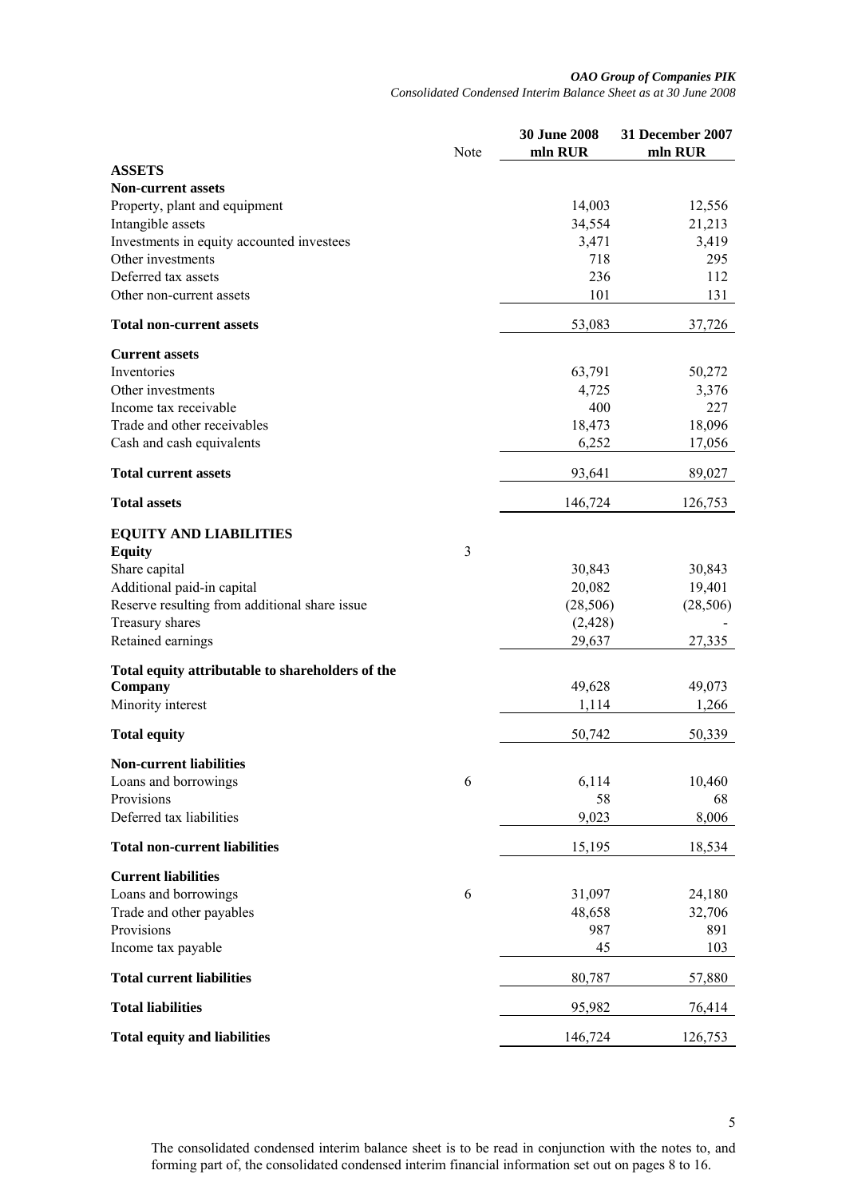*OAO Group of Companies PIK*
*Consolidated Condensed Interim Balance Sheet as at 30 June 2008*

| | Note | 30 June 2008 mln RUR | 31 December 2007 mln RUR |
|---|---|---|---|
| **ASSETS** | | | |
| **Non-current assets** | | | |
| Property, plant and equipment | | 14,003 | 12,556 |
| Intangible assets | | 34,554 | 21,213 |
| Investments in equity accounted investees | | 3,471 | 3,419 |
| Other investments | | 718 | 295 |
| Deferred tax assets | | 236 | 112 |
| Other non-current assets | | 101 | 131 |
| **Total non-current assets** | | 53,083 | 37,726 |
| **Current assets** | | | |
| Inventories | | 63,791 | 50,272 |
| Other investments | | 4,725 | 3,376 |
| Income tax receivable | | 400 | 227 |
| Trade and other receivables | | 18,473 | 18,096 |
| Cash and cash equivalents | | 6,252 | 17,056 |
| **Total current assets** | | 93,641 | 89,027 |
| **Total assets** | | 146,724 | 126,753 |
| **EQUITY AND LIABILITIES** | | | |
| **Equity** | 3 | | |
| Share capital | | 30,843 | 30,843 |
| Additional paid-in capital | | 20,082 | 19,401 |
| Reserve resulting from additional share issue | | (28,506) | (28,506) |
| Treasury shares | | (2,428) | - |
| Retained earnings | | 29,637 | 27,335 |
| **Total equity attributable to shareholders of the Company** | | 49,628 | 49,073 |
| Minority interest | | 1,114 | 1,266 |
| **Total equity** | | 50,742 | 50,339 |
| **Non-current liabilities** | | | |
| Loans and borrowings | 6 | 6,114 | 10,460 |
| Provisions | | 58 | 68 |
| Deferred tax liabilities | | 9,023 | 8,006 |
| **Total non-current liabilities** | | 15,195 | 18,534 |
| **Current liabilities** | | | |
| Loans and borrowings | 6 | 31,097 | 24,180 |
| Trade and other payables | | 48,658 | 32,706 |
| Provisions | | 987 | 891 |
| Income tax payable | | 45 | 103 |
| **Total current liabilities** | | 80,787 | 57,880 |
| **Total liabilities** | | 95,982 | 76,414 |
| **Total equity and liabilities** | | 146,724 | 126,753 |

The consolidated condensed interim balance sheet is to be read in conjunction with the notes to, and forming part of, the consolidated condensed interim financial information set out on pages 8 to 16.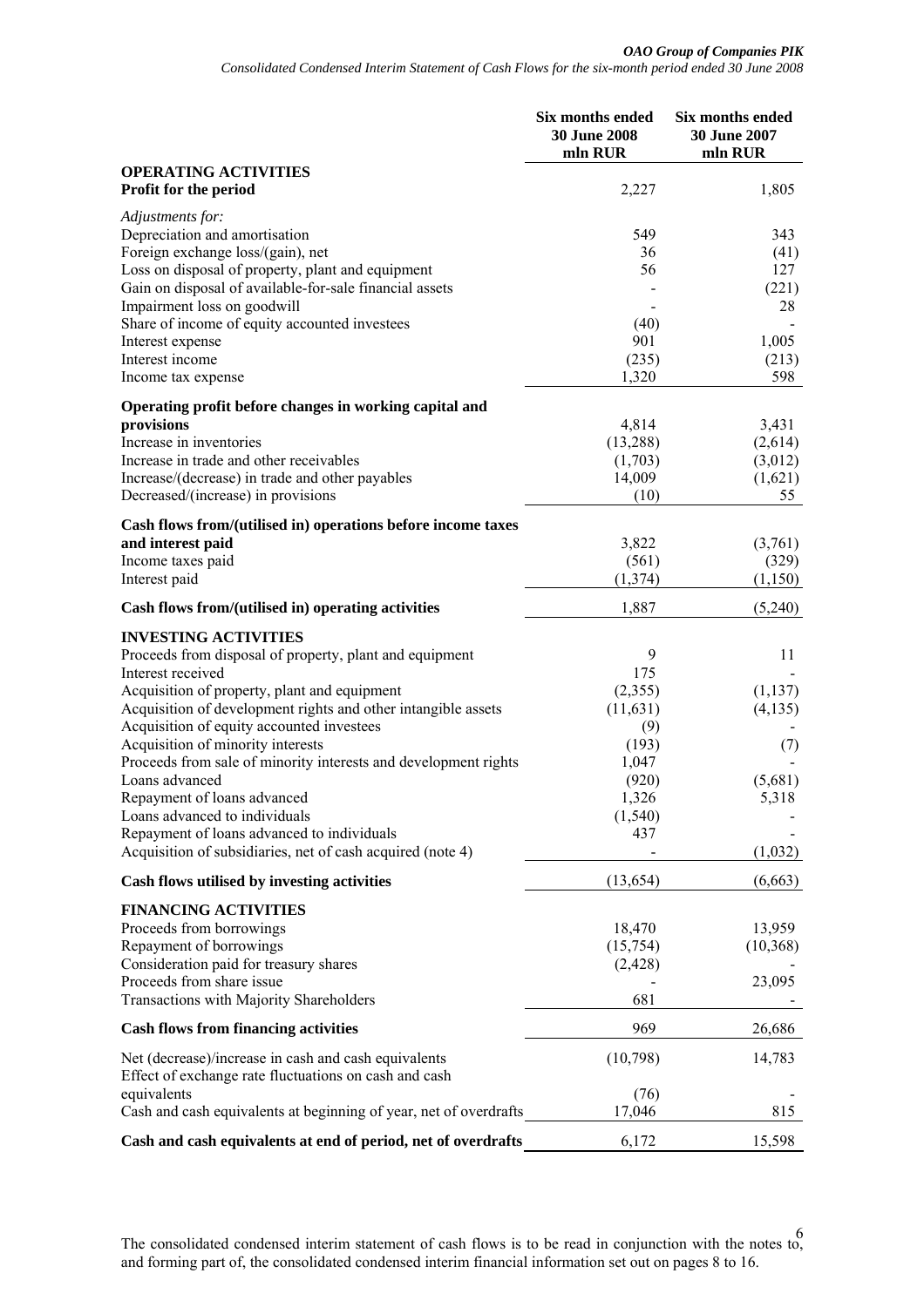| | Six months ended 30 June 2008 mln RUR | Six months ended 30 June 2007 mln RUR |
|---|---|---|
| **OPERATING ACTIVITIES** | | |
| **Profit for the period** | 2,227 | 1,805 |
| *Adjustments for:* | | |
| Depreciation and amortisation | 549 | 343 |
| Foreign exchange loss/(gain), net | 36 | (41) |
| Loss on disposal of property, plant and equipment | 56 | 127 |
| Gain on disposal of available-for-sale financial assets | - | (221) |
| Impairment loss on goodwill | - | 28 |
| Share of income of equity accounted investees | (40) | - |
| Interest expense | 901 | 1,005 |
| Interest income | (235) | (213) |
| Income tax expense | 1,320 | 598 |
| **Operating profit before changes in working capital and provisions** | 4,814 | 3,431 |
| Increase in inventories | (13,288) | (2,614) |
| Increase in trade and other receivables | (1,703) | (3,012) |
| Increase/(decrease) in trade and other payables | 14,009 | (1,621) |
| Decreased/(increase) in provisions | (10) | 55 |
| **Cash flows from/(utilised in) operations before income taxes and interest paid** | 3,822 | (3,761) |
| Income taxes paid | (561) | (329) |
| Interest paid | (1,374) | (1,150) |
| **Cash flows from/(utilised in) operating activities** | 1,887 | (5,240) |
| **INVESTING ACTIVITIES** | | |
| Proceeds from disposal of property, plant and equipment | 9 | 11 |
| Interest received | 175 | - |
| Acquisition of property, plant and equipment | (2,355) | (1,137) |
| Acquisition of development rights and other intangible assets | (11,631) | (4,135) |
| Acquisition of equity accounted investees | (9) | - |
| Acquisition of minority interests | (193) | (7) |
| Proceeds from sale of minority interests and development rights | 1,047 | - |
| Loans advanced | (920) | (5,681) |
| Repayment of loans advanced | 1,326 | 5,318 |
| Loans advanced to individuals | (1,540) | - |
| Repayment of loans advanced to individuals | 437 | - |
| Acquisition of subsidiaries, net of cash acquired (note 4) | - | (1,032) |
| **Cash flows utilised by investing activities** | (13,654) | (6,663) |
| **FINANCING ACTIVITIES** | | |
| Proceeds from borrowings | 18,470 | 13,959 |
| Repayment of borrowings | (15,754) | (10,368) |
| Consideration paid for treasury shares | (2,428) | - |
| Proceeds from share issue | - | 23,095 |
| Transactions with Majority Shareholders | 681 | - |
| **Cash flows from financing activities** | 969 | 26,686 |
| Net (decrease)/increase in cash and cash equivalents | (10,798) | 14,783 |
| Effect of exchange rate fluctuations on cash and cash equivalents | (76) | - |
| Cash and cash equivalents at beginning of year, net of overdrafts | 17,046 | 815 |
| **Cash and cash equivalents at end of period, net of overdrafts** | 6,172 | 15,598 |

The consolidated condensed interim statement of cash flows is to be read in conjunction with the notes to, and forming part of, the consolidated condensed interim financial information set out on pages 8 to 16.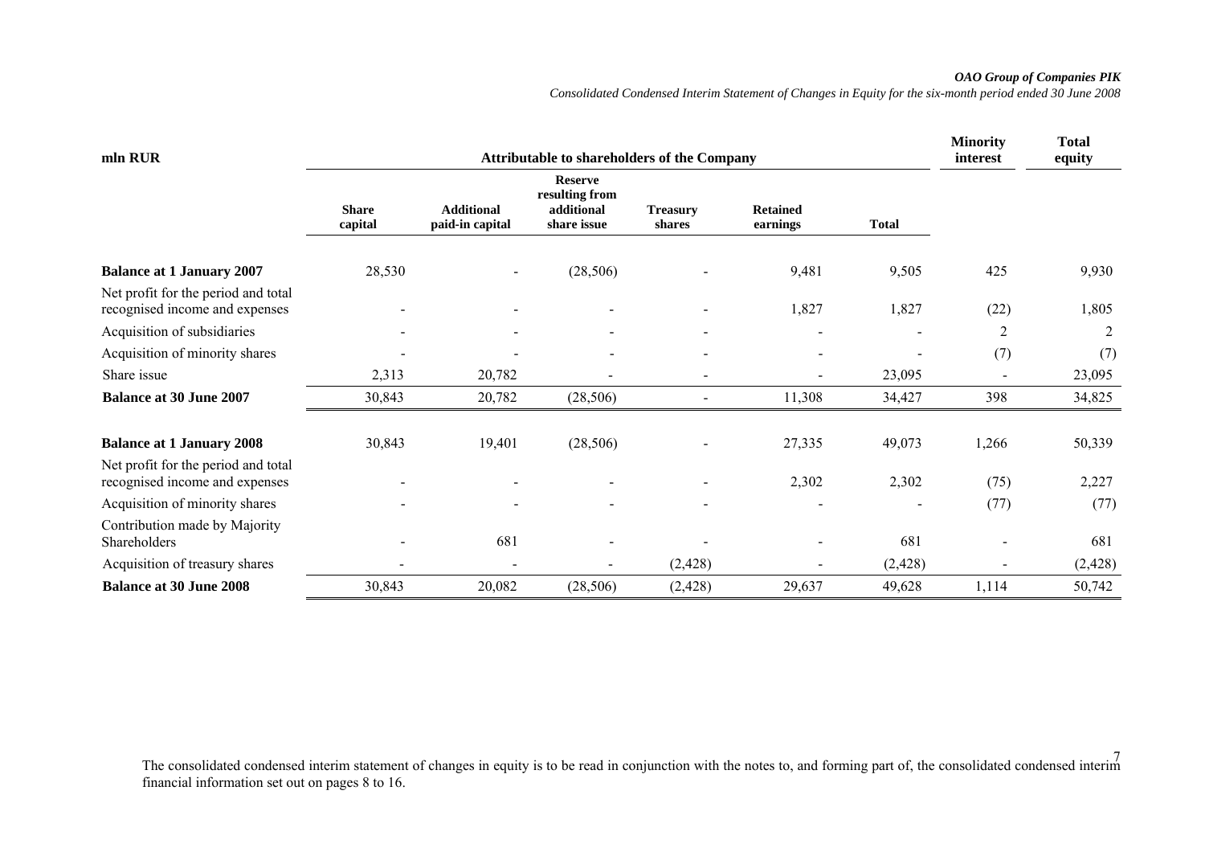*OAO Group of Companies PIK*

*Consolidated Condensed Interim Statement of Changes in Equity for the six-month period ended 30 June 2008*

| mln RUR | Attributable to shareholders of the Company | | | | | | Minority interest | Total equity |
|---|---|---|---|---|---|---|---|---|
| | Share capital | Additional paid-in capital | Reserve resulting from additional share issue | Treasury shares | Retained earnings | Total | | |
| **Balance at 1 January 2007** | 28,530 | - | (28,506) | - | 9,481 | 9,505 | 425 | 9,930 |
| Net profit for the period and total recognised income and expenses | - | - | - | - | 1,827 | 1,827 | (22) | 1,805 |
| Acquisition of subsidiaries | - | - | - | - | - | - | 2 | 2 |
| Acquisition of minority shares | - | - | - | - | - | - | (7) | (7) |
| Share issue | 2,313 | 20,782 | - | - | - | 23,095 | - | 23,095 |
| **Balance at 30 June 2007** | 30,843 | 20,782 | (28,506) | - | 11,308 | 34,427 | 398 | 34,825 |
| **Balance at 1 January 2008** | 30,843 | 19,401 | (28,506) | - | 27,335 | 49,073 | 1,266 | 50,339 |
| Net profit for the period and total recognised income and expenses | - | - | - | - | 2,302 | 2,302 | (75) | 2,227 |
| Acquisition of minority shares | - | - | - | - | - | - | (77) | (77) |
| Contribution made by Majority Shareholders | - | 681 | - | - | - | 681 | - | 681 |
| Acquisition of treasury shares | - | - | - | (2,428) | - | (2,428) | - | (2,428) |
| **Balance at 30 June 2008** | 30,843 | 20,082 | (28,506) | (2,428) | 29,637 | 49,628 | 1,114 | 50,742 |

The consolidated condensed interim statement of changes in equity is to be read in conjunction with the notes to, and forming part of, the consolidated condensed interim financial information set out on pages 8 to 16.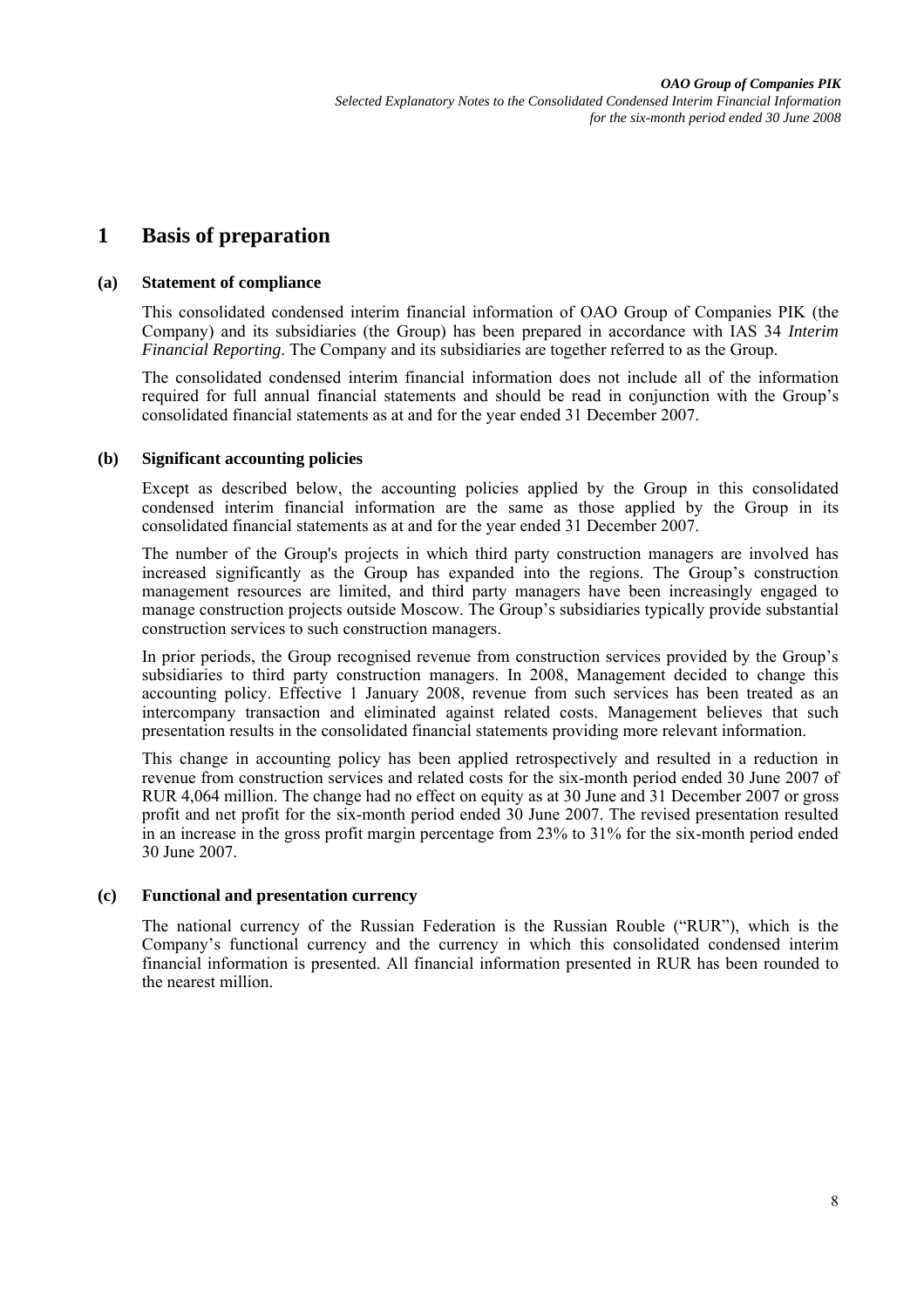# 1 Basis of preparation

## (a) Statement of compliance

This consolidated condensed interim financial information of OAO Group of Companies PIK (the Company) and its subsidiaries (the Group) has been prepared in accordance with IAS 34 *Interim Financial Reporting*. The Company and its subsidiaries are together referred to as the Group.

The consolidated condensed interim financial information does not include all of the information required for full annual financial statements and should be read in conjunction with the Group's consolidated financial statements as at and for the year ended 31 December 2007.

## (b) Significant accounting policies

Except as described below, the accounting policies applied by the Group in this consolidated condensed interim financial information are the same as those applied by the Group in its consolidated financial statements as at and for the year ended 31 December 2007.

The number of the Group's projects in which third party construction managers are involved has increased significantly as the Group has expanded into the regions. The Group's construction management resources are limited, and third party managers have been increasingly engaged to manage construction projects outside Moscow. The Group's subsidiaries typically provide substantial construction services to such construction managers.

In prior periods, the Group recognised revenue from construction services provided by the Group's subsidiaries to third party construction managers. In 2008, Management decided to change this accounting policy. Effective 1 January 2008, revenue from such services has been treated as an intercompany transaction and eliminated against related costs. Management believes that such presentation results in the consolidated financial statements providing more relevant information.

This change in accounting policy has been applied retrospectively and resulted in a reduction in revenue from construction services and related costs for the six-month period ended 30 June 2007 of RUR 4,064 million. The change had no effect on equity as at 30 June and 31 December 2007 or gross profit and net profit for the six-month period ended 30 June 2007. The revised presentation resulted in an increase in the gross profit margin percentage from 23% to 31% for the six-month period ended 30 June 2007.

## (c) Functional and presentation currency

The national currency of the Russian Federation is the Russian Rouble ("RUR"), which is the Company's functional currency and the currency in which this consolidated condensed interim financial information is presented. All financial information presented in RUR has been rounded to the nearest million.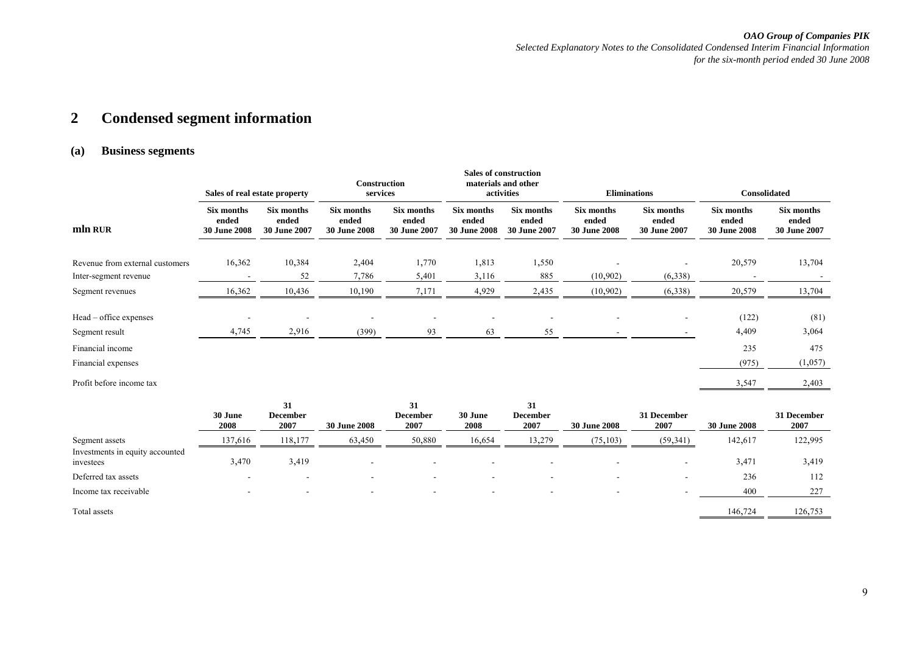# 2 Condensed segment information

## (a) Business segments

| mln RUR | Sales of real estate property | | Construction services | | Sales of construction materials and other activities | | Eliminations | | Consolidated | |
|---|---|---|---|---|---|---|---|---|---|---|
| | Six months ended 30 June 2008 | Six months ended 30 June 2007 | Six months ended 30 June 2008 | Six months ended 30 June 2007 | Six months ended 30 June 2008 | Six months ended 30 June 2007 | Six months ended 30 June 2008 | Six months ended 30 June 2007 | Six months ended 30 June 2008 | Six months ended 30 June 2007 |
| Revenue from external customers | 16,362 | 10,384 | 2,404 | 1,770 | 1,813 | 1,550 | - | - | 20,579 | 13,704 |
| Inter-segment revenue | - | 52 | 7,786 | 5,401 | 3,116 | 885 | (10,902) | (6,338) | - | - |
| Segment revenues | 16,362 | 10,436 | 10,190 | 7,171 | 4,929 | 2,435 | (10,902) | (6,338) | 20,579 | 13,704 |
| Head – office expenses | - | - | - | - | - | - | - | - | (122) | (81) |
| Segment result | 4,745 | 2,916 | (399) | 93 | 63 | 55 | - | - | 4,409 | 3,064 |
| Financial income | | | | | | | | | 235 | 475 |
| Financial expenses | | | | | | | | | (975) | (1,057) |
| Profit before income tax | | | | | | | | | 3,547 | 2,403 |
| | 30 June 2008 | 31 December 2007 | 30 June 2008 | 31 December 2007 | 30 June 2008 | 31 December 2007 | 30 June 2008 | 31 December 2007 | 30 June 2008 | 31 December 2007 |
| Segment assets | 137,616 | 118,177 | 63,450 | 50,880 | 16,654 | 13,279 | (75,103) | (59,341) | 142,617 | 122,995 |
| Investments in equity accounted investees | 3,470 | 3,419 | - | - | - | - | - | - | 3,471 | 3,419 |
| Deferred tax assets | - | - | - | - | - | - | - | - | 236 | 112 |
| Income tax receivable | - | - | - | - | - | - | - | - | 400 | 227 |
| Total assets | | | | | | | | | 146,724 | 126,753 |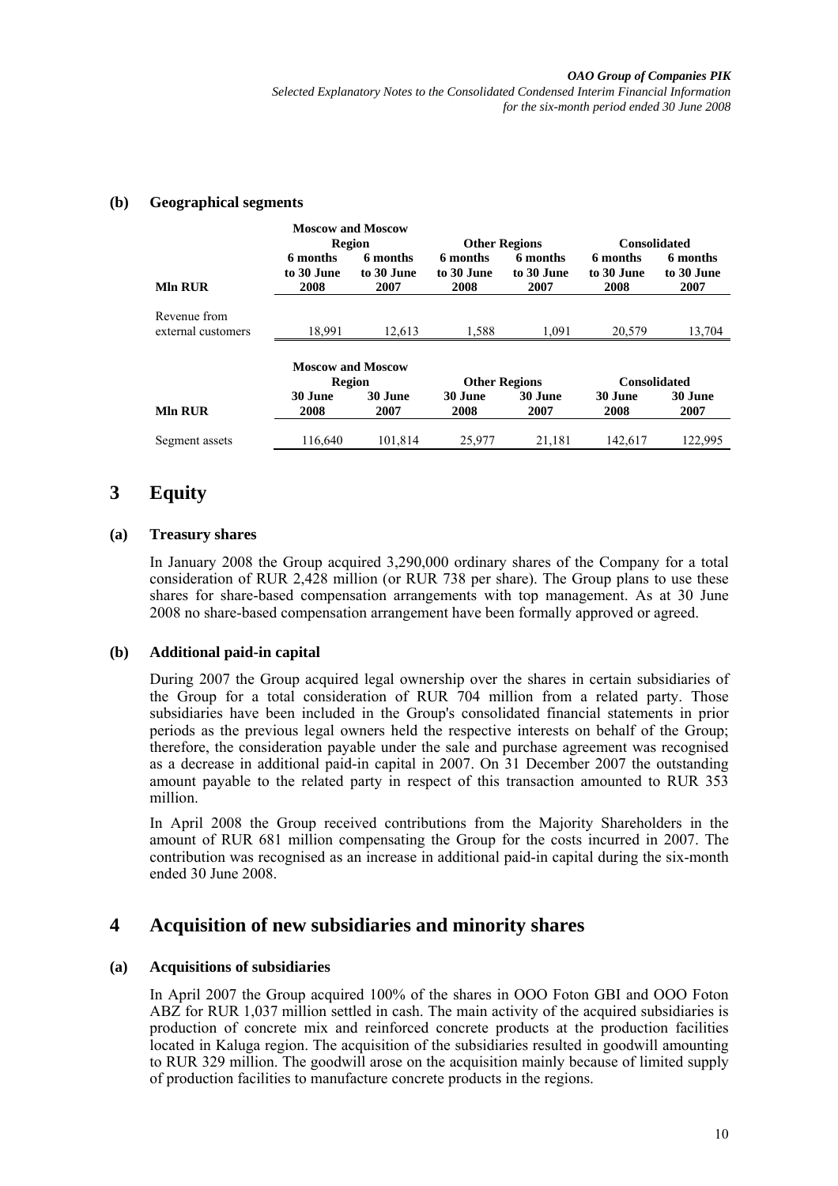### (b) Geographical segments

| Mln RUR | Moscow and Moscow Region | | Other Regions | | Consolidated | |
|---|---|---|---|---|---|---|
| | 6 months to 30 June 2008 | 6 months to 30 June 2007 | 6 months to 30 June 2008 | 6 months to 30 June 2007 | 6 months to 30 June 2008 | 6 months to 30 June 2007 |
| Revenue from external customers | 18,991 | 12,613 | 1,588 | 1,091 | 20,579 | 13,704 |

| Mln RUR | Moscow and Moscow Region | | Other Regions | | Consolidated | |
|---|---|---|---|---|---|---|
| | 30 June 2008 | 30 June 2007 | 30 June 2008 | 30 June 2007 | 30 June 2008 | 30 June 2007 |
| Segment assets | 116,640 | 101,814 | 25,977 | 21,181 | 142,617 | 122,995 |

# 3 Equity

### (a) Treasury shares

In January 2008 the Group acquired 3,290,000 ordinary shares of the Company for a total consideration of RUR 2,428 million (or RUR 738 per share). The Group plans to use these shares for share-based compensation arrangements with top management. As at 30 June 2008 no share-based compensation arrangement have been formally approved or agreed.

### (b) Additional paid-in capital

During 2007 the Group acquired legal ownership over the shares in certain subsidiaries of the Group for a total consideration of RUR 704 million from a related party. Those subsidiaries have been included in the Group's consolidated financial statements in prior periods as the previous legal owners held the respective interests on behalf of the Group; therefore, the consideration payable under the sale and purchase agreement was recognised as a decrease in additional paid-in capital in 2007. On 31 December 2007 the outstanding amount payable to the related party in respect of this transaction amounted to RUR 353 million.

In April 2008 the Group received contributions from the Majority Shareholders in the amount of RUR 681 million compensating the Group for the costs incurred in 2007. The contribution was recognised as an increase in additional paid-in capital during the six-month ended 30 June 2008.

# 4 Acquisition of new subsidiaries and minority shares

### (a) Acquisitions of subsidiaries

In April 2007 the Group acquired 100% of the shares in OOO Foton GBI and OOO Foton ABZ for RUR 1,037 million settled in cash. The main activity of the acquired subsidiaries is production of concrete mix and reinforced concrete products at the production facilities located in Kaluga region. The acquisition of the subsidiaries resulted in goodwill amounting to RUR 329 million. The goodwill arose on the acquisition mainly because of limited supply of production facilities to manufacture concrete products in the regions.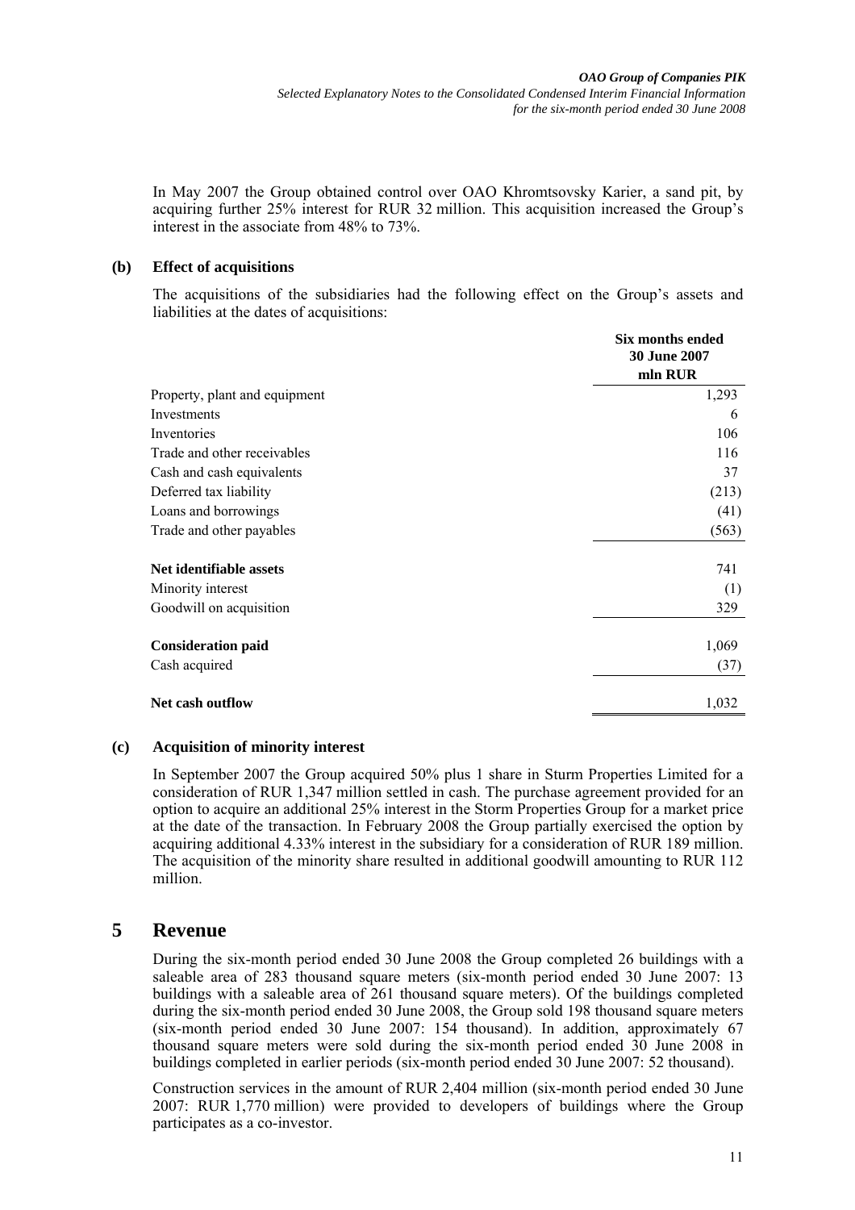In May 2007 the Group obtained control over OAO Khromtsovsky Karier, a sand pit, by acquiring further 25% interest for RUR 32 million. This acquisition increased the Group's interest in the associate from 48% to 73%.

### (b) Effect of acquisitions

The acquisitions of the subsidiaries had the following effect on the Group's assets and liabilities at the dates of acquisitions:

| | Six months ended 30 June 2007 mln RUR |
|---|---|
| Property, plant and equipment | 1,293 |
| Investments | 6 |
| Inventories | 106 |
| Trade and other receivables | 116 |
| Cash and cash equivalents | 37 |
| Deferred tax liability | (213) |
| Loans and borrowings | (41) |
| Trade and other payables | (563) |
| **Net identifiable assets** | 741 |
| Minority interest | (1) |
| Goodwill on acquisition | 329 |
| **Consideration paid** | 1,069 |
| Cash acquired | (37) |
| **Net cash outflow** | 1,032 |

### (c) Acquisition of minority interest

In September 2007 the Group acquired 50% plus 1 share in Sturm Properties Limited for a consideration of RUR 1,347 million settled in cash. The purchase agreement provided for an option to acquire an additional 25% interest in the Storm Properties Group for a market price at the date of the transaction. In February 2008 the Group partially exercised the option by acquiring additional 4.33% interest in the subsidiary for a consideration of RUR 189 million. The acquisition of the minority share resulted in additional goodwill amounting to RUR 112 million.

## 5 Revenue

During the six-month period ended 30 June 2008 the Group completed 26 buildings with a saleable area of 283 thousand square meters (six-month period ended 30 June 2007: 13 buildings with a saleable area of 261 thousand square meters). Of the buildings completed during the six-month period ended 30 June 2008, the Group sold 198 thousand square meters (six-month period ended 30 June 2007: 154 thousand). In addition, approximately 67 thousand square meters were sold during the six-month period ended 30 June 2008 in buildings completed in earlier periods (six-month period ended 30 June 2007: 52 thousand).

Construction services in the amount of RUR 2,404 million (six-month period ended 30 June 2007: RUR 1,770 million) were provided to developers of buildings where the Group participates as a co-investor.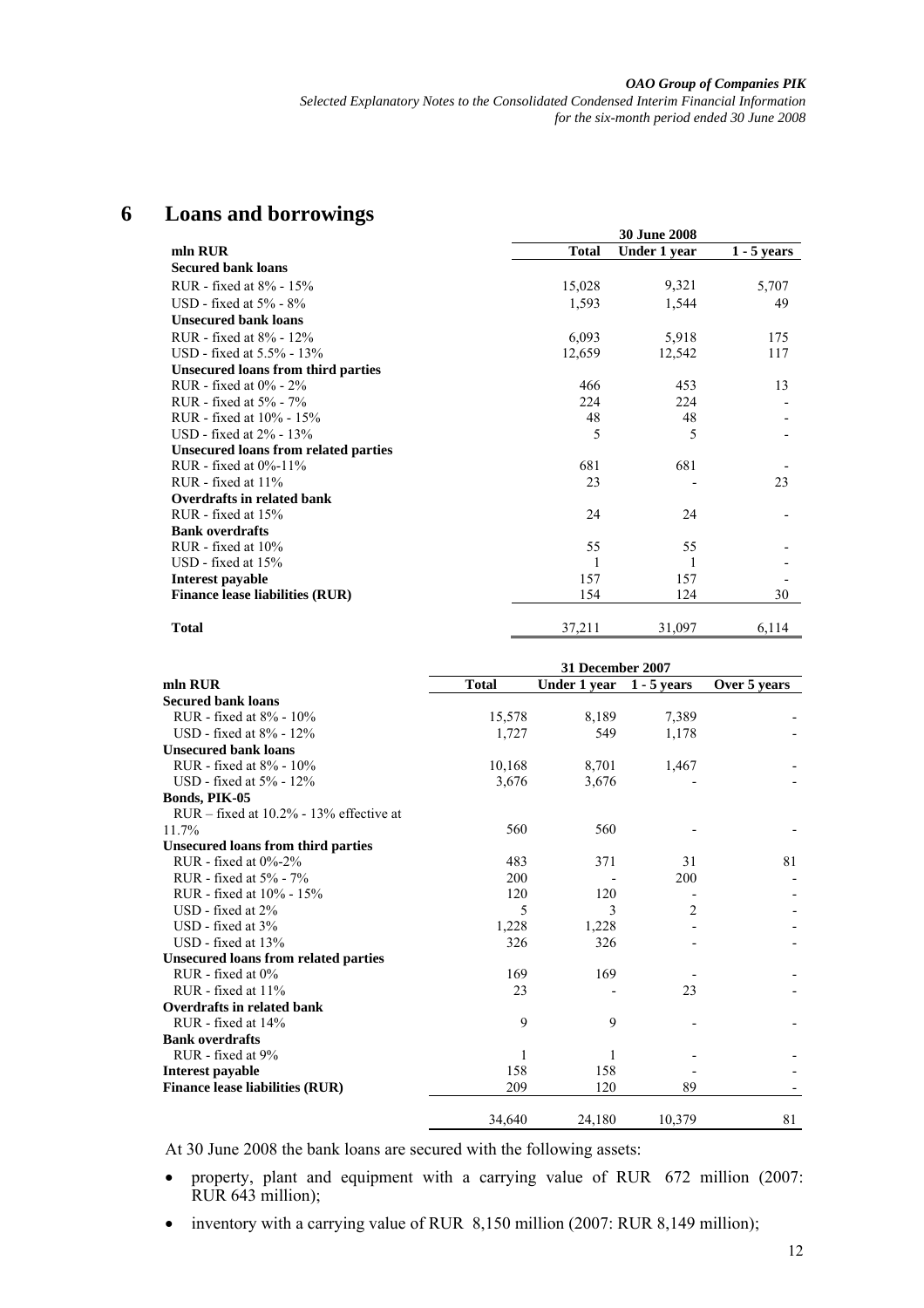# 6 Loans and borrowings

| mln RUR | 30 June 2008 | | |
|---|---|---|---|
| | Total | Under 1 year | 1 - 5 years |
| **Secured bank loans** | | | |
| RUR - fixed at 8% - 15% | 15,028 | 9,321 | 5,707 |
| USD - fixed at 5% - 8% | 1,593 | 1,544 | 49 |
| **Unsecured bank loans** | | | |
| RUR - fixed at 8% - 12% | 6,093 | 5,918 | 175 |
| USD - fixed at 5.5% - 13% | 12,659 | 12,542 | 117 |
| **Unsecured loans from third parties** | | | |
| RUR - fixed at 0% - 2% | 466 | 453 | 13 |
| RUR - fixed at 5% - 7% | 224 | 224 | - |
| RUR - fixed at 10% - 15% | 48 | 48 | - |
| USD - fixed at 2% - 13% | 5 | 5 | - |
| **Unsecured loans from related parties** | | | |
| RUR - fixed at 0%-11% | 681 | 681 | - |
| RUR - fixed at 11% | 23 | - | 23 |
| **Overdrafts in related bank** | | | |
| RUR - fixed at 15% | 24 | 24 | - |
| **Bank overdrafts** | | | |
| RUR - fixed at 10% | 55 | 55 | - |
| USD - fixed at 15% | 1 | 1 | - |
| **Interest payable** | 157 | 157 | - |
| **Finance lease liabilities (RUR)** | 154 | 124 | 30 |
| **Total** | 37,211 | 31,097 | 6,114 |

| mln RUR | 31 December 2007 | | | |
|---|---|---|---|---|
| | Total | Under 1 year | 1 - 5 years | Over 5 years |
| **Secured bank loans** | | | | |
| RUR - fixed at 8% - 10% | 15,578 | 8,189 | 7,389 | - |
| USD - fixed at 8% - 12% | 1,727 | 549 | 1,178 | - |
| **Unsecured bank loans** | | | | |
| RUR - fixed at 8% - 10% | 10,168 | 8,701 | 1,467 | - |
| USD - fixed at 5% - 12% | 3,676 | 3,676 | - | - |
| **Bonds, PIK-05** | | | | |
| RUR – fixed at 10.2% - 13% effective at 11.7% | 560 | 560 | - | - |
| **Unsecured loans from third parties** | | | | |
| RUR - fixed at 0%-2% | 483 | 371 | 31 | 81 |
| RUR - fixed at 5% - 7% | 200 | - | 200 | - |
| RUR - fixed at 10% - 15% | 120 | 120 | - | - |
| USD - fixed at 2% | 5 | 3 | 2 | - |
| USD - fixed at 3% | 1,228 | 1,228 | - | - |
| USD - fixed at 13% | 326 | 326 | - | - |
| **Unsecured loans from related parties** | | | | |
| RUR - fixed at 0% | 169 | 169 | - | - |
| RUR - fixed at 11% | 23 | - | 23 | - |
| **Overdrafts in related bank** | | | | |
| RUR - fixed at 14% | 9 | 9 | - | - |
| **Bank overdrafts** | | | | |
| RUR - fixed at 9% | 1 | 1 | - | - |
| **Interest payable** | 158 | 158 | - | - |
| **Finance lease liabilities (RUR)** | 209 | 120 | 89 | - |
| | 34,640 | 24,180 | 10,379 | 81 |

At 30 June 2008 the bank loans are secured with the following assets:

- property, plant and equipment with a carrying value of RUR 672 million (2007: RUR 643 million);
- inventory with a carrying value of RUR 8,150 million (2007: RUR 8,149 million);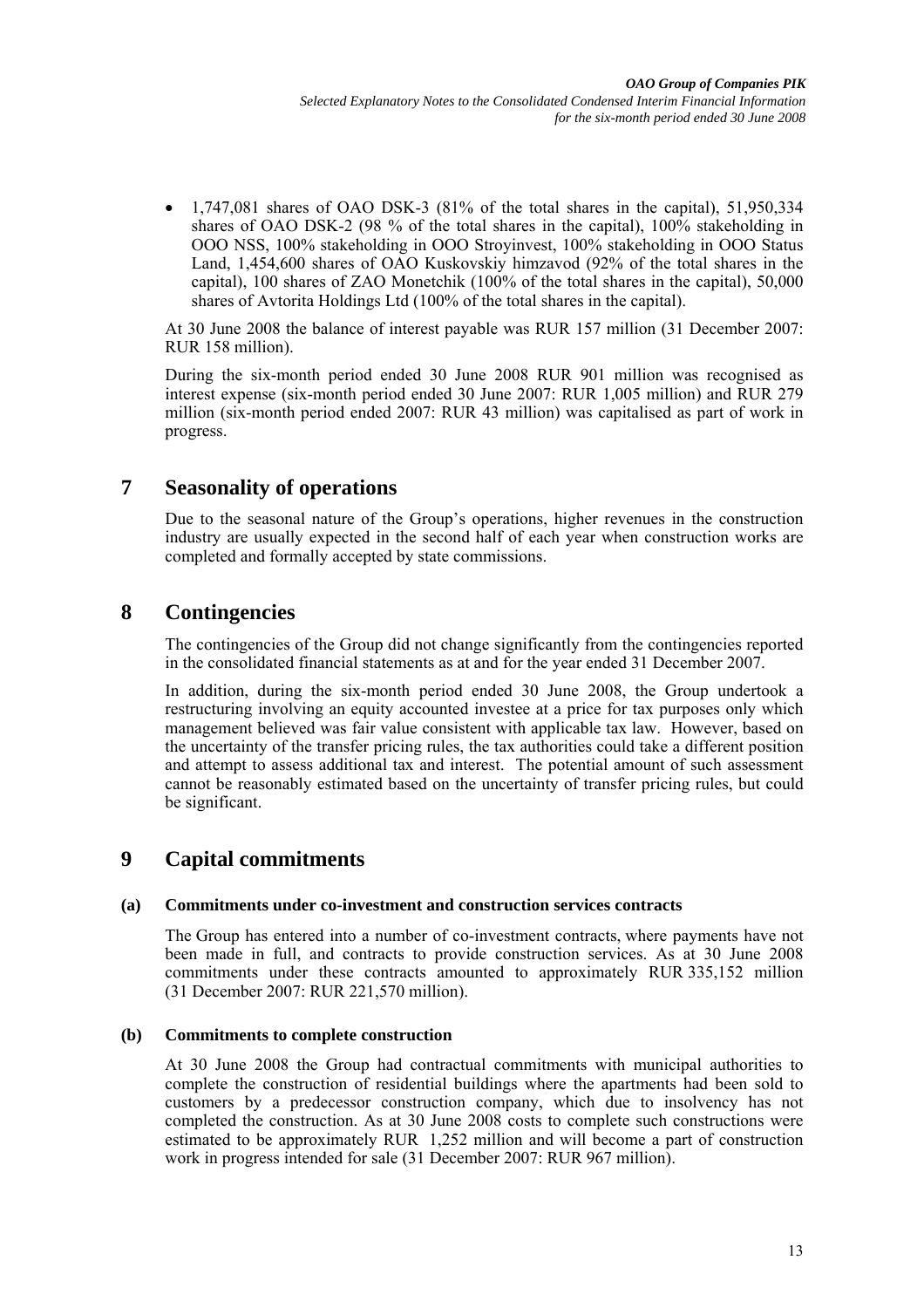- 1,747,081 shares of OAO DSK-3 (81% of the total shares in the capital), 51,950,334 shares of OAO DSK-2 (98 % of the total shares in the capital), 100% stakeholding in OOO NSS, 100% stakeholding in OOO Stroyinvest, 100% stakeholding in OOO Status Land, 1,454,600 shares of OAO Kuskovskiy himzavod (92% of the total shares in the capital), 100 shares of ZAO Monetchik (100% of the total shares in the capital), 50,000 shares of Avtorita Holdings Ltd (100% of the total shares in the capital).

At 30 June 2008 the balance of interest payable was RUR 157 million (31 December 2007: RUR 158 million).

During the six-month period ended 30 June 2008 RUR 901 million was recognised as interest expense (six-month period ended 30 June 2007: RUR 1,005 million) and RUR 279 million (six-month period ended 2007: RUR 43 million) was capitalised as part of work in progress.

# 7 Seasonality of operations

Due to the seasonal nature of the Group's operations, higher revenues in the construction industry are usually expected in the second half of each year when construction works are completed and formally accepted by state commissions.

# 8 Contingencies

The contingencies of the Group did not change significantly from the contingencies reported in the consolidated financial statements as at and for the year ended 31 December 2007.

In addition, during the six-month period ended 30 June 2008, the Group undertook a restructuring involving an equity accounted investee at a price for tax purposes only which management believed was fair value consistent with applicable tax law. However, based on the uncertainty of the transfer pricing rules, the tax authorities could take a different position and attempt to assess additional tax and interest. The potential amount of such assessment cannot be reasonably estimated based on the uncertainty of transfer pricing rules, but could be significant.

# 9 Capital commitments

### (a) Commitments under co-investment and construction services contracts

The Group has entered into a number of co-investment contracts, where payments have not been made in full, and contracts to provide construction services. As at 30 June 2008 commitments under these contracts amounted to approximately RUR 335,152 million (31 December 2007: RUR 221,570 million).

### (b) Commitments to complete construction

At 30 June 2008 the Group had contractual commitments with municipal authorities to complete the construction of residential buildings where the apartments had been sold to customers by a predecessor construction company, which due to insolvency has not completed the construction. As at 30 June 2008 costs to complete such constructions were estimated to be approximately RUR 1,252 million and will become a part of construction work in progress intended for sale (31 December 2007: RUR 967 million).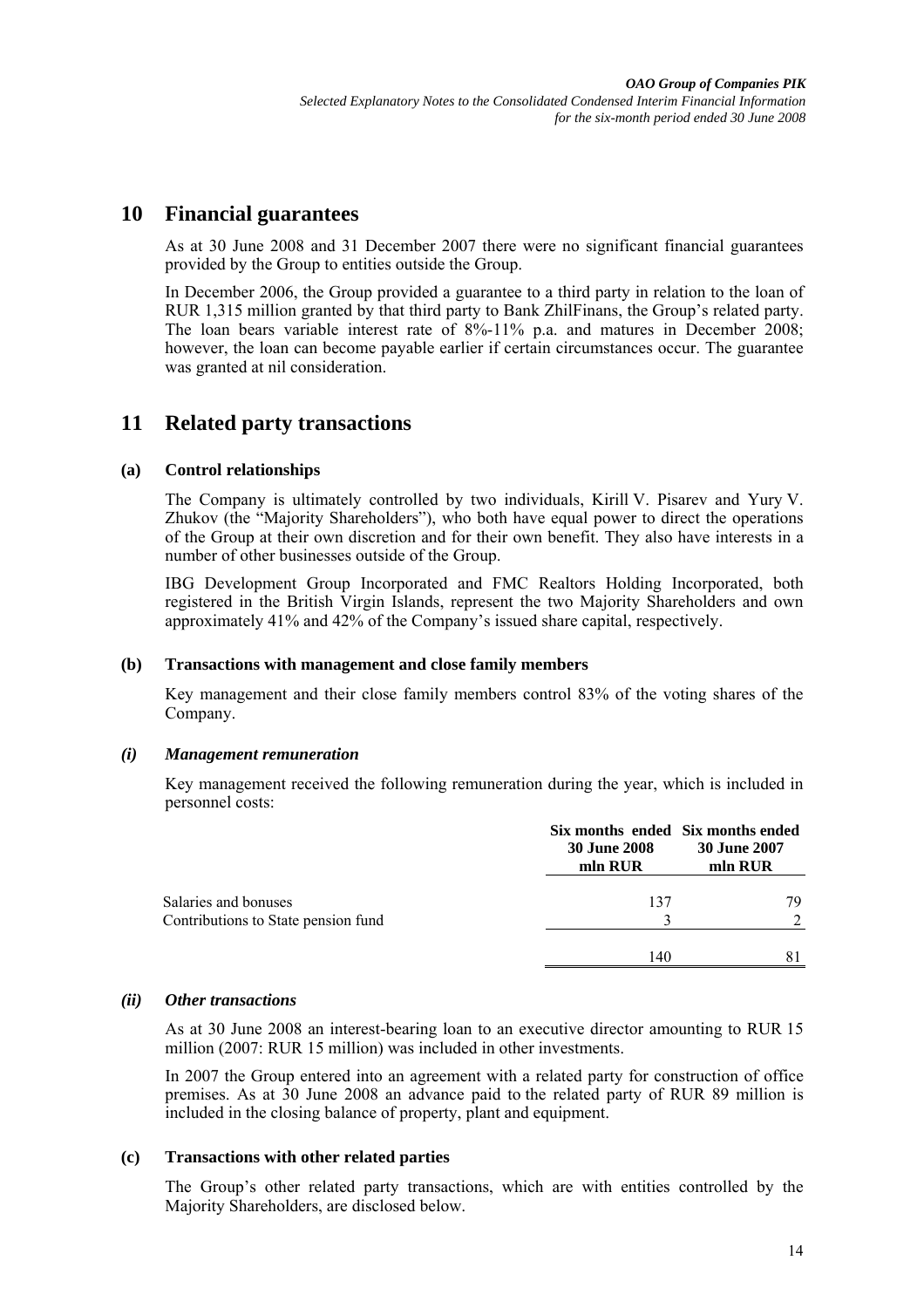## 10 Financial guarantees

As at 30 June 2008 and 31 December 2007 there were no significant financial guarantees provided by the Group to entities outside the Group.

In December 2006, the Group provided a guarantee to a third party in relation to the loan of RUR 1,315 million granted by that third party to Bank ZhilFinans, the Group's related party. The loan bears variable interest rate of 8%-11% p.a. and matures in December 2008; however, the loan can become payable earlier if certain circumstances occur. The guarantee was granted at nil consideration.

## 11 Related party transactions

### (a) Control relationships

The Company is ultimately controlled by two individuals, Kirill V. Pisarev and Yury V. Zhukov (the "Majority Shareholders"), who both have equal power to direct the operations of the Group at their own discretion and for their own benefit. They also have interests in a number of other businesses outside of the Group.

IBG Development Group Incorporated and FMC Realtors Holding Incorporated, both registered in the British Virgin Islands, represent the two Majority Shareholders and own approximately 41% and 42% of the Company's issued share capital, respectively.

### (b) Transactions with management and close family members

Key management and their close family members control 83% of the voting shares of the Company.

#### *(i) Management remuneration*

Key management received the following remuneration during the year, which is included in personnel costs:

| | Six months ended 30 June 2008 mln RUR | Six months ended 30 June 2007 mln RUR |
|---|---|---|
| Salaries and bonuses | 137 | 79 |
| Contributions to State pension fund | 3 | 2 |
| | 140 | 81 |

#### *(ii) Other transactions*

As at 30 June 2008 an interest-bearing loan to an executive director amounting to RUR 15 million (2007: RUR 15 million) was included in other investments.

In 2007 the Group entered into an agreement with a related party for construction of office premises. As at 30 June 2008 an advance paid to the related party of RUR 89 million is included in the closing balance of property, plant and equipment.

### (c) Transactions with other related parties

The Group's other related party transactions, which are with entities controlled by the Majority Shareholders, are disclosed below.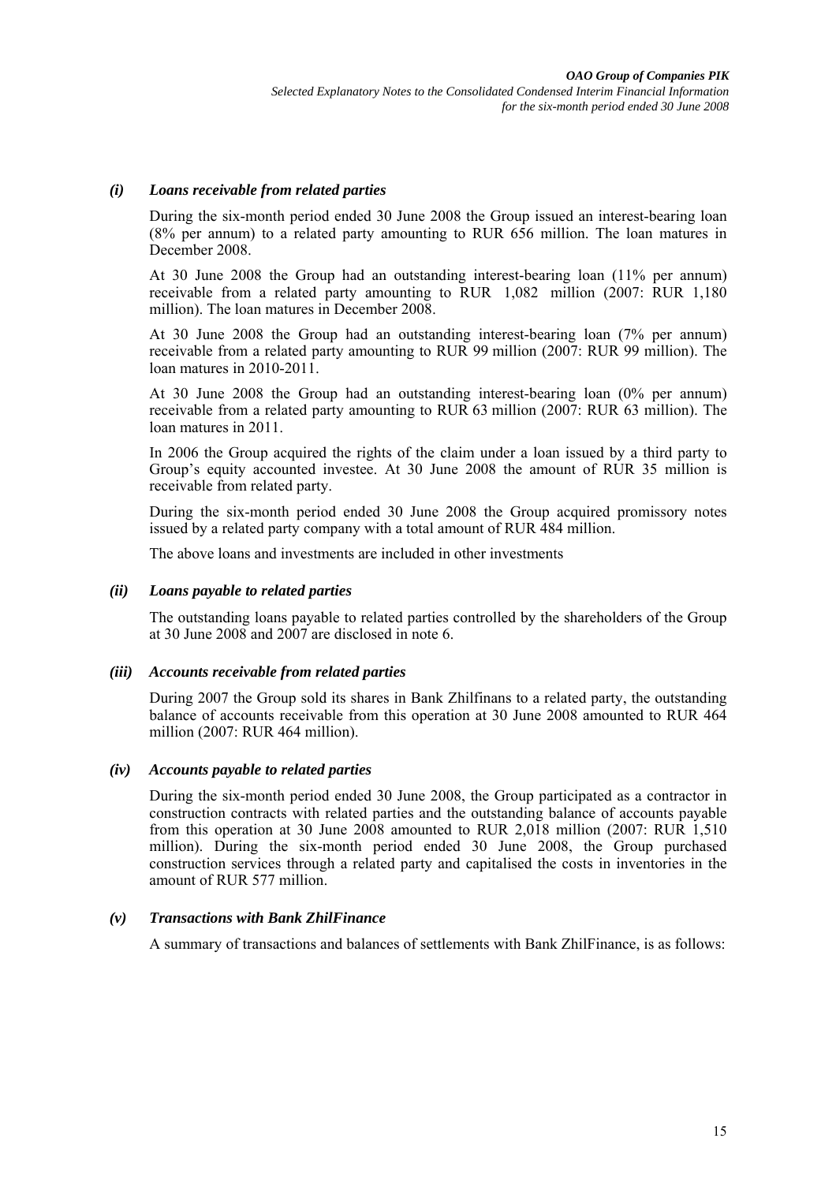### *(i) Loans receivable from related parties*

During the six-month period ended 30 June 2008 the Group issued an interest-bearing loan (8% per annum) to a related party amounting to RUR 656 million. The loan matures in December 2008.

At 30 June 2008 the Group had an outstanding interest-bearing loan (11% per annum) receivable from a related party amounting to RUR 1,082 million (2007: RUR 1,180 million). The loan matures in December 2008.

At 30 June 2008 the Group had an outstanding interest-bearing loan (7% per annum) receivable from a related party amounting to RUR 99 million (2007: RUR 99 million). The loan matures in 2010-2011.

At 30 June 2008 the Group had an outstanding interest-bearing loan (0% per annum) receivable from a related party amounting to RUR 63 million (2007: RUR 63 million). The loan matures in 2011.

In 2006 the Group acquired the rights of the claim under a loan issued by a third party to Group's equity accounted investee. At 30 June 2008 the amount of RUR 35 million is receivable from related party.

During the six-month period ended 30 June 2008 the Group acquired promissory notes issued by a related party company with a total amount of RUR 484 million.

The above loans and investments are included in other investments

### *(ii) Loans payable to related parties*

The outstanding loans payable to related parties controlled by the shareholders of the Group at 30 June 2008 and 2007 are disclosed in note 6.

### *(iii) Accounts receivable from related parties*

During 2007 the Group sold its shares in Bank Zhilfinans to a related party, the outstanding balance of accounts receivable from this operation at 30 June 2008 amounted to RUR 464 million (2007: RUR 464 million).

### *(iv) Accounts payable to related parties*

During the six-month period ended 30 June 2008, the Group participated as a contractor in construction contracts with related parties and the outstanding balance of accounts payable from this operation at 30 June 2008 amounted to RUR 2,018 million (2007: RUR 1,510 million). During the six-month period ended 30 June 2008, the Group purchased construction services through a related party and capitalised the costs in inventories in the amount of RUR 577 million.

### *(v) Transactions with Bank ZhilFinance*

A summary of transactions and balances of settlements with Bank ZhilFinance, is as follows: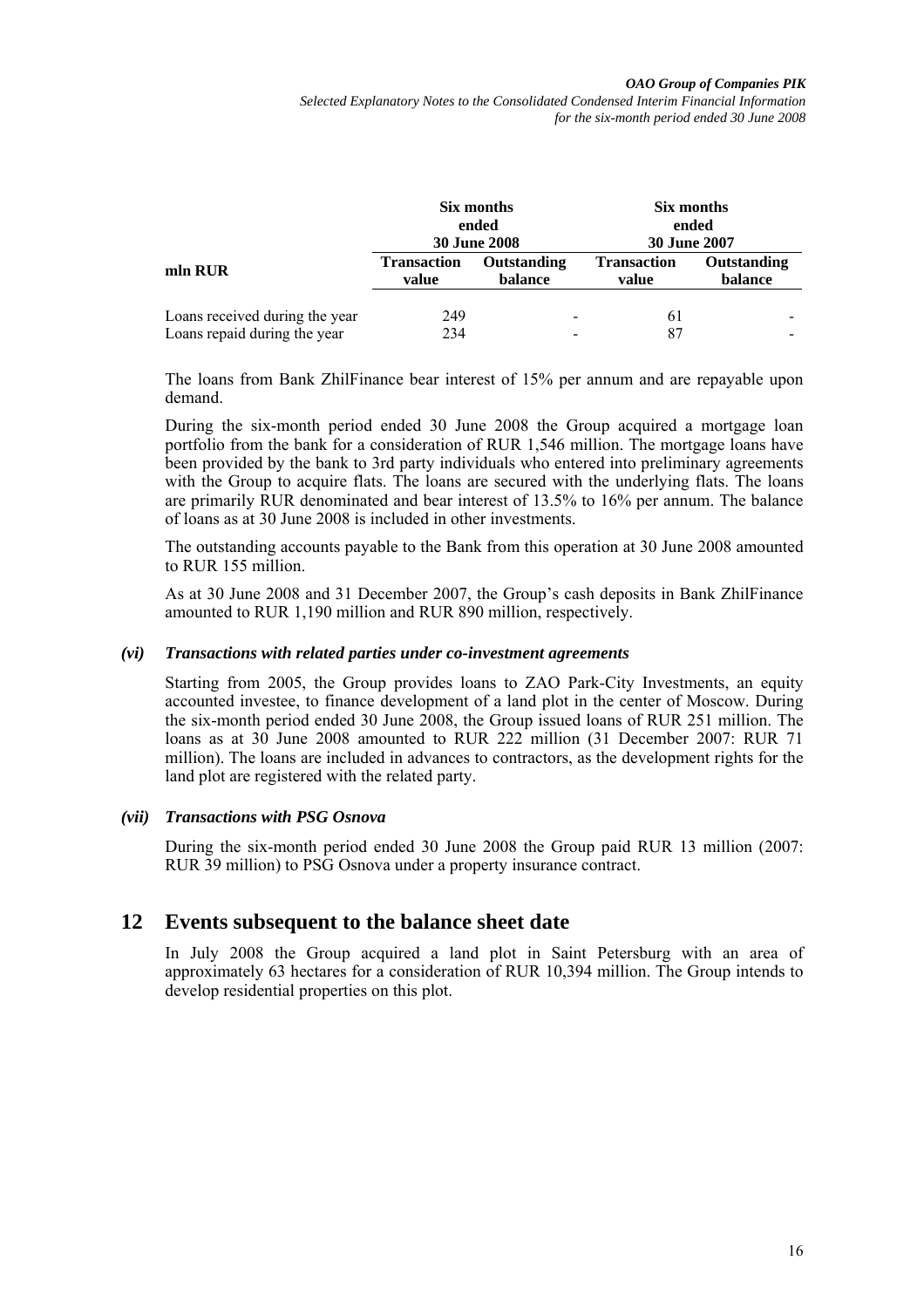| mln RUR | Six months ended 30 June 2008 | | Six months ended 30 June 2007 | |
|---|---|---|---|---|
| | Transaction value | Outstanding balance | Transaction value | Outstanding balance |
| Loans received during the year | 249 | - | 61 | - |
| Loans repaid during the year | 234 | - | 87 | - |

The loans from Bank ZhilFinance bear interest of 15% per annum and are repayable upon demand.

During the six-month period ended 30 June 2008 the Group acquired a mortgage loan portfolio from the bank for a consideration of RUR 1,546 million. The mortgage loans have been provided by the bank to 3rd party individuals who entered into preliminary agreements with the Group to acquire flats. The loans are secured with the underlying flats. The loans are primarily RUR denominated and bear interest of 13.5% to 16% per annum. The balance of loans as at 30 June 2008 is included in other investments.

The outstanding accounts payable to the Bank from this operation at 30 June 2008 amounted to RUR 155 million.

As at 30 June 2008 and 31 December 2007, the Group's cash deposits in Bank ZhilFinance amounted to RUR 1,190 million and RUR 890 million, respectively.

### *(vi) Transactions with related parties under co-investment agreements*

Starting from 2005, the Group provides loans to ZAO Park-City Investments, an equity accounted investee, to finance development of a land plot in the center of Moscow. During the six-month period ended 30 June 2008, the Group issued loans of RUR 251 million. The loans as at 30 June 2008 amounted to RUR 222 million (31 December 2007: RUR 71 million). The loans are included in advances to contractors, as the development rights for the land plot are registered with the related party.

### *(vii) Transactions with PSG Osnova*

During the six-month period ended 30 June 2008 the Group paid RUR 13 million (2007: RUR 39 million) to PSG Osnova under a property insurance contract.

## 12 Events subsequent to the balance sheet date

In July 2008 the Group acquired a land plot in Saint Petersburg with an area of approximately 63 hectares for a consideration of RUR 10,394 million. The Group intends to develop residential properties on this plot.